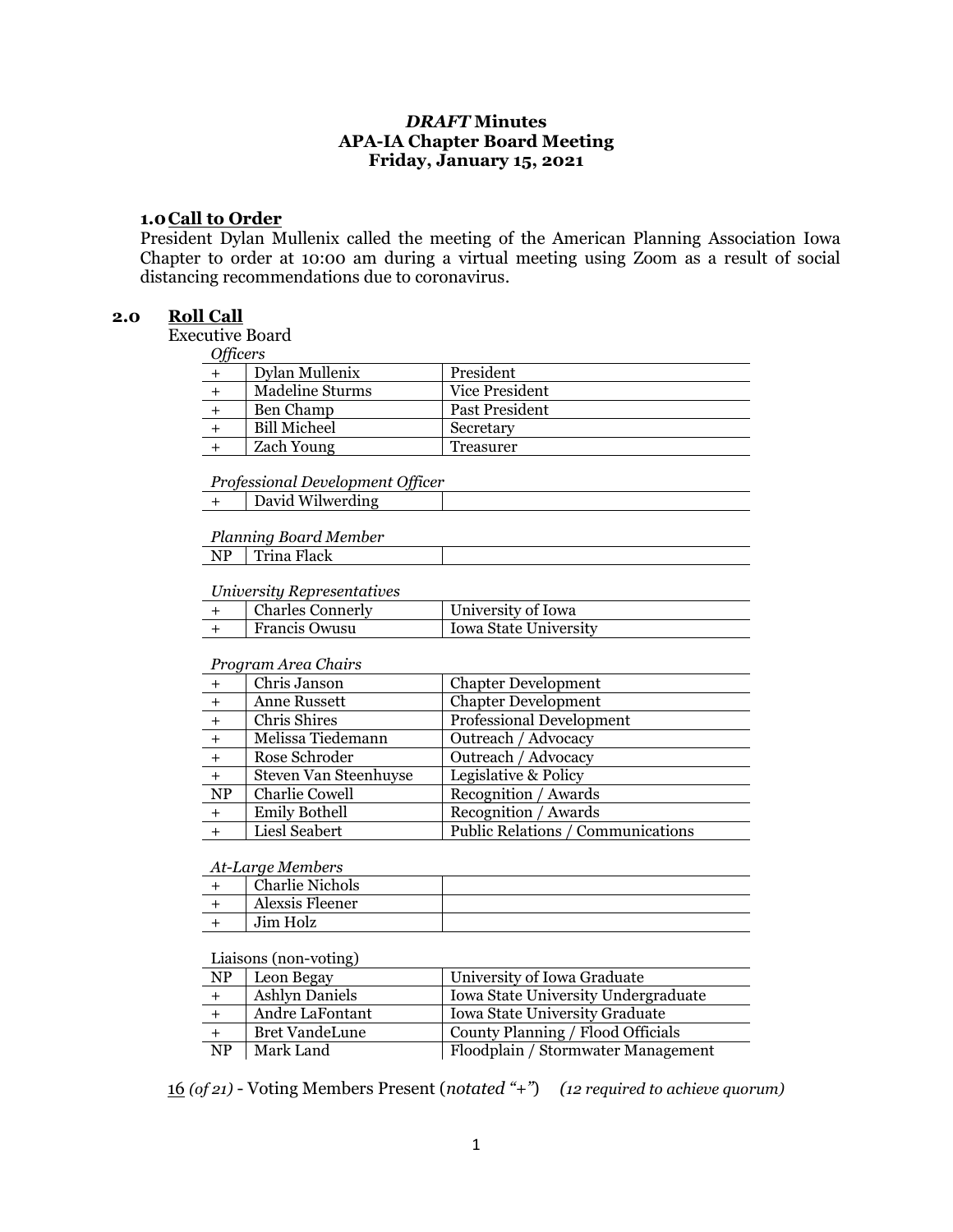**_DRAFT_ Minutes**
**APA-IA Chapter Board Meeting**
**Friday, January 15, 2021**

## 1.0 Call to Order

President Dylan Mullenix called the meeting of the American Planning Association Iowa Chapter to order at 10:00 am during a virtual meeting using Zoom as a result of social distancing recommendations due to coronavirus.

## 2.0 Roll Call

Executive Board

*Officers*

| | | |
|---|---|---|
| + | Dylan Mullenix | President |
| + | Madeline Sturms | Vice President |
| + | Ben Champ | Past President |
| + | Bill Micheel | Secretary |
| + | Zach Young | Treasurer |

*Professional Development Officer*

| | | |
|---|---|---|
| + | David Wilwerding | |

*Planning Board Member*

| | | |
|---|---|---|
| NP | Trina Flack | |

*University Representatives*

| | | |
|---|---|---|
| + | Charles Connerly | University of Iowa |
| + | Francis Owusu | Iowa State University |

*Program Area Chairs*

| | | |
|---|---|---|
| + | Chris Janson | Chapter Development |
| + | Anne Russett | Chapter Development |
| + | Chris Shires | Professional Development |
| + | Melissa Tiedemann | Outreach / Advocacy |
| + | Rose Schroder | Outreach / Advocacy |
| + | Steven Van Steenhuyse | Legislative & Policy |
| NP | Charlie Cowell | Recognition / Awards |
| + | Emily Bothell | Recognition / Awards |
| + | Liesl Seabert | Public Relations / Communications |

*At-Large Members*

| | | |
|---|---|---|
| + | Charlie Nichols | |
| + | Alexsis Fleener | |
| + | Jim Holz | |

Liaisons (non-voting)

| | | |
|---|---|---|
| NP | Leon Begay | University of Iowa Graduate |
| + | Ashlyn Daniels | Iowa State University Undergraduate |
| + | Andre LaFontant | Iowa State University Graduate |
| + | Bret VandeLune | County Planning / Flood Officials |
| NP | Mark Land | Floodplain / Stormwater Management |

16 *(of 21)* - Voting Members Present (*notated "+"*) *(12 required to achieve quorum)*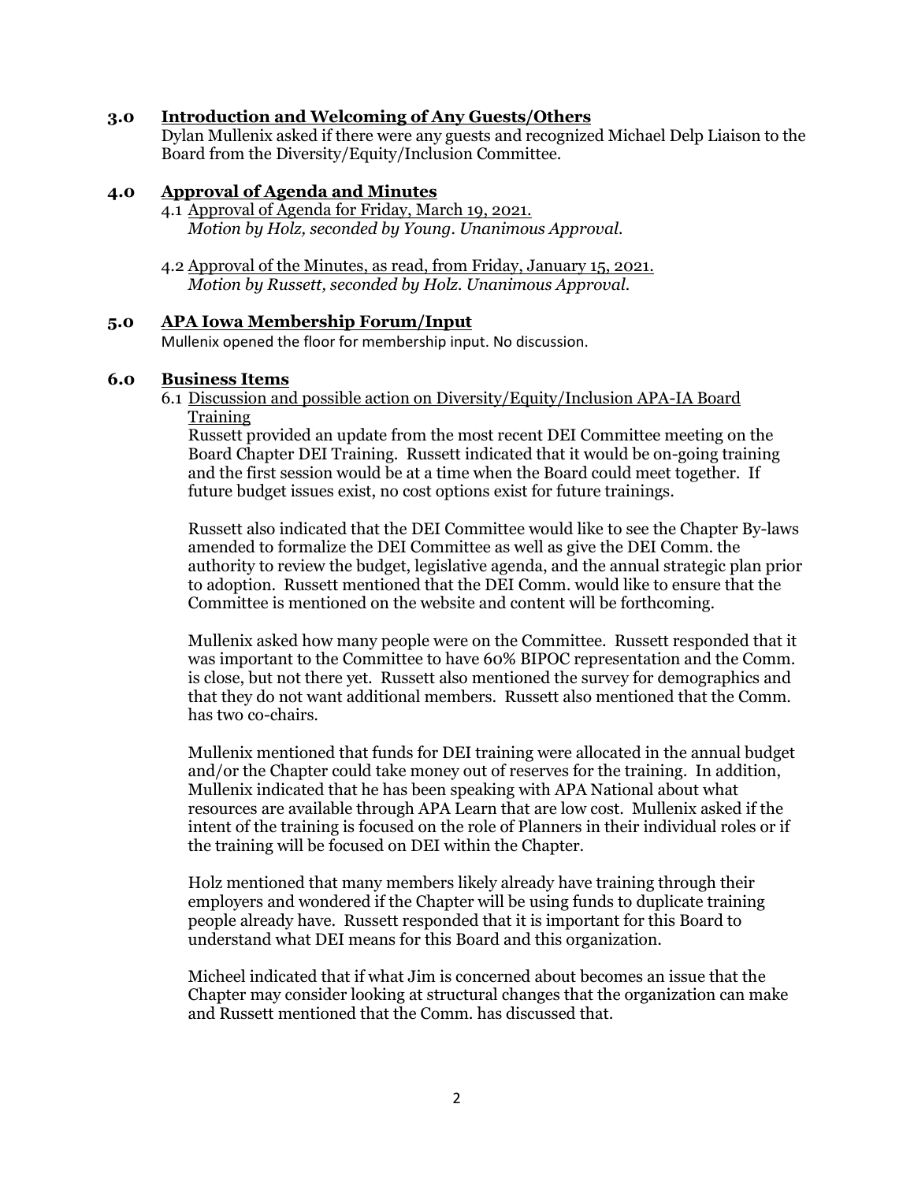## 3.0 Introduction and Welcoming of Any Guests/Others

Dylan Mullenix asked if there were any guests and recognized Michael Delp Liaison to the Board from the Diversity/Equity/Inclusion Committee.

## 4.0 Approval of Agenda and Minutes

4.1 Approval of Agenda for Friday, March 19, 2021.
*Motion by Holz, seconded by Young. Unanimous Approval.*

4.2 Approval of the Minutes, as read, from Friday, January 15, 2021.
*Motion by Russett, seconded by Holz. Unanimous Approval.*

## 5.0 APA Iowa Membership Forum/Input

Mullenix opened the floor for membership input. No discussion.

## 6.0 Business Items

6.1 Discussion and possible action on Diversity/Equity/Inclusion APA-IA Board Training

Russett provided an update from the most recent DEI Committee meeting on the Board Chapter DEI Training. Russett indicated that it would be on-going training and the first session would be at a time when the Board could meet together. If future budget issues exist, no cost options exist for future trainings.

Russett also indicated that the DEI Committee would like to see the Chapter By-laws amended to formalize the DEI Committee as well as give the DEI Comm. the authority to review the budget, legislative agenda, and the annual strategic plan prior to adoption. Russett mentioned that the DEI Comm. would like to ensure that the Committee is mentioned on the website and content will be forthcoming.

Mullenix asked how many people were on the Committee. Russett responded that it was important to the Committee to have 60% BIPOC representation and the Comm. is close, but not there yet. Russett also mentioned the survey for demographics and that they do not want additional members. Russett also mentioned that the Comm. has two co-chairs.

Mullenix mentioned that funds for DEI training were allocated in the annual budget and/or the Chapter could take money out of reserves for the training. In addition, Mullenix indicated that he has been speaking with APA National about what resources are available through APA Learn that are low cost. Mullenix asked if the intent of the training is focused on the role of Planners in their individual roles or if the training will be focused on DEI within the Chapter.

Holz mentioned that many members likely already have training through their employers and wondered if the Chapter will be using funds to duplicate training people already have. Russett responded that it is important for this Board to understand what DEI means for this Board and this organization.

Micheel indicated that if what Jim is concerned about becomes an issue that the Chapter may consider looking at structural changes that the organization can make and Russett mentioned that the Comm. has discussed that.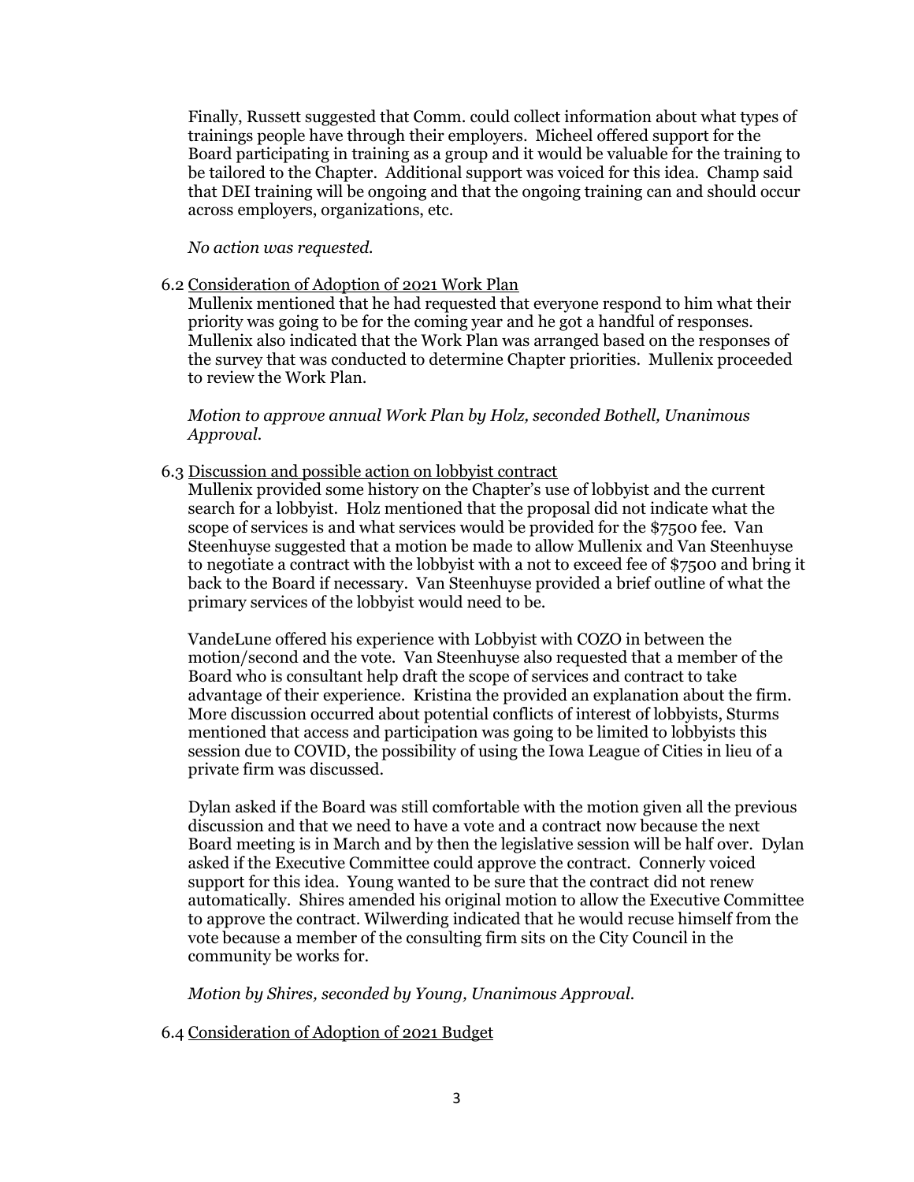Finally, Russett suggested that Comm. could collect information about what types of trainings people have through their employers. Micheel offered support for the Board participating in training as a group and it would be valuable for the training to be tailored to the Chapter. Additional support was voiced for this idea. Champ said that DEI training will be ongoing and that the ongoing training can and should occur across employers, organizations, etc.

*No action was requested.*

6.2 Consideration of Adoption of 2021 Work Plan

Mullenix mentioned that he had requested that everyone respond to him what their priority was going to be for the coming year and he got a handful of responses. Mullenix also indicated that the Work Plan was arranged based on the responses of the survey that was conducted to determine Chapter priorities. Mullenix proceeded to review the Work Plan.

*Motion to approve annual Work Plan by Holz, seconded Bothell, Unanimous Approval.*

6.3 Discussion and possible action on lobbyist contract

Mullenix provided some history on the Chapter's use of lobbyist and the current search for a lobbyist. Holz mentioned that the proposal did not indicate what the scope of services is and what services would be provided for the $7500 fee. Van Steenhuyse suggested that a motion be made to allow Mullenix and Van Steenhuyse to negotiate a contract with the lobbyist with a not to exceed fee of $7500 and bring it back to the Board if necessary. Van Steenhuyse provided a brief outline of what the primary services of the lobbyist would need to be.

VandeLune offered his experience with Lobbyist with COZO in between the motion/second and the vote. Van Steenhuyse also requested that a member of the Board who is consultant help draft the scope of services and contract to take advantage of their experience. Kristina the provided an explanation about the firm. More discussion occurred about potential conflicts of interest of lobbyists, Sturms mentioned that access and participation was going to be limited to lobbyists this session due to COVID, the possibility of using the Iowa League of Cities in lieu of a private firm was discussed.

Dylan asked if the Board was still comfortable with the motion given all the previous discussion and that we need to have a vote and a contract now because the next Board meeting is in March and by then the legislative session will be half over. Dylan asked if the Executive Committee could approve the contract. Connerly voiced support for this idea. Young wanted to be sure that the contract did not renew automatically. Shires amended his original motion to allow the Executive Committee to approve the contract. Wilwerding indicated that he would recuse himself from the vote because a member of the consulting firm sits on the City Council in the community be works for.

*Motion by Shires, seconded by Young, Unanimous Approval.*

6.4 Consideration of Adoption of 2021 Budget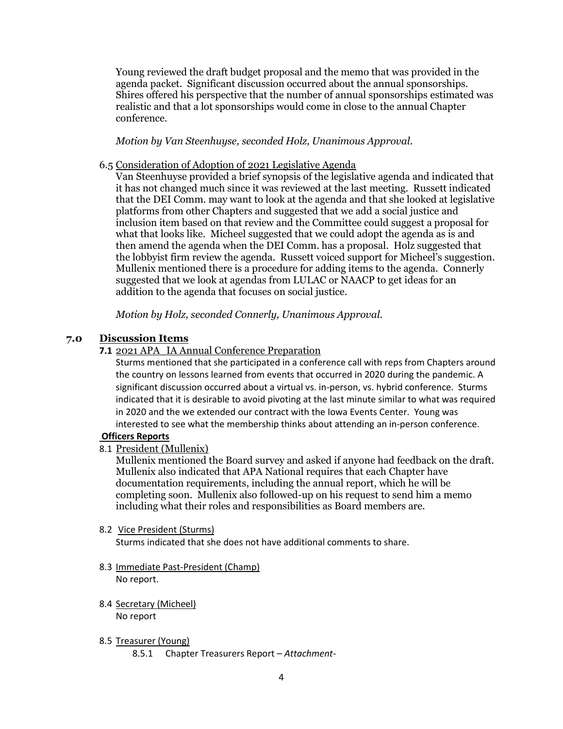Young reviewed the draft budget proposal and the memo that was provided in the agenda packet. Significant discussion occurred about the annual sponsorships. Shires offered his perspective that the number of annual sponsorships estimated was realistic and that a lot sponsorships would come in close to the annual Chapter conference.

*Motion by Van Steenhuyse, seconded Holz, Unanimous Approval.*

6.5 Consideration of Adoption of 2021 Legislative Agenda

Van Steenhuyse provided a brief synopsis of the legislative agenda and indicated that it has not changed much since it was reviewed at the last meeting. Russett indicated that the DEI Comm. may want to look at the agenda and that she looked at legislative platforms from other Chapters and suggested that we add a social justice and inclusion item based on that review and the Committee could suggest a proposal for what that looks like. Micheel suggested that we could adopt the agenda as is and then amend the agenda when the DEI Comm. has a proposal. Holz suggested that the lobbyist firm review the agenda. Russett voiced support for Micheel's suggestion. Mullenix mentioned there is a procedure for adding items to the agenda. Connerly suggested that we look at agendas from LULAC or NAACP to get ideas for an addition to the agenda that focuses on social justice.

*Motion by Holz, seconded Connerly, Unanimous Approval.*

## 7.0 Discussion Items

**7.1** 2021 APA IA Annual Conference Preparation

Sturms mentioned that she participated in a conference call with reps from Chapters around the country on lessons learned from events that occurred in 2020 during the pandemic. A significant discussion occurred about a virtual vs. in-person, vs. hybrid conference. Sturms indicated that it is desirable to avoid pivoting at the last minute similar to what was required in 2020 and the we extended our contract with the Iowa Events Center. Young was interested to see what the membership thinks about attending an in-person conference.

**Officers Reports**

8.1 President (Mullenix)

Mullenix mentioned the Board survey and asked if anyone had feedback on the draft. Mullenix also indicated that APA National requires that each Chapter have documentation requirements, including the annual report, which he will be completing soon. Mullenix also followed-up on his request to send him a memo including what their roles and responsibilities as Board members are.

8.2 Vice President (Sturms)

Sturms indicated that she does not have additional comments to share.

8.3 Immediate Past-President (Champ)

No report.

8.4 Secretary (Micheel)

No report

8.5 Treasurer (Young)

8.5.1 Chapter Treasurers Report – *Attachment-*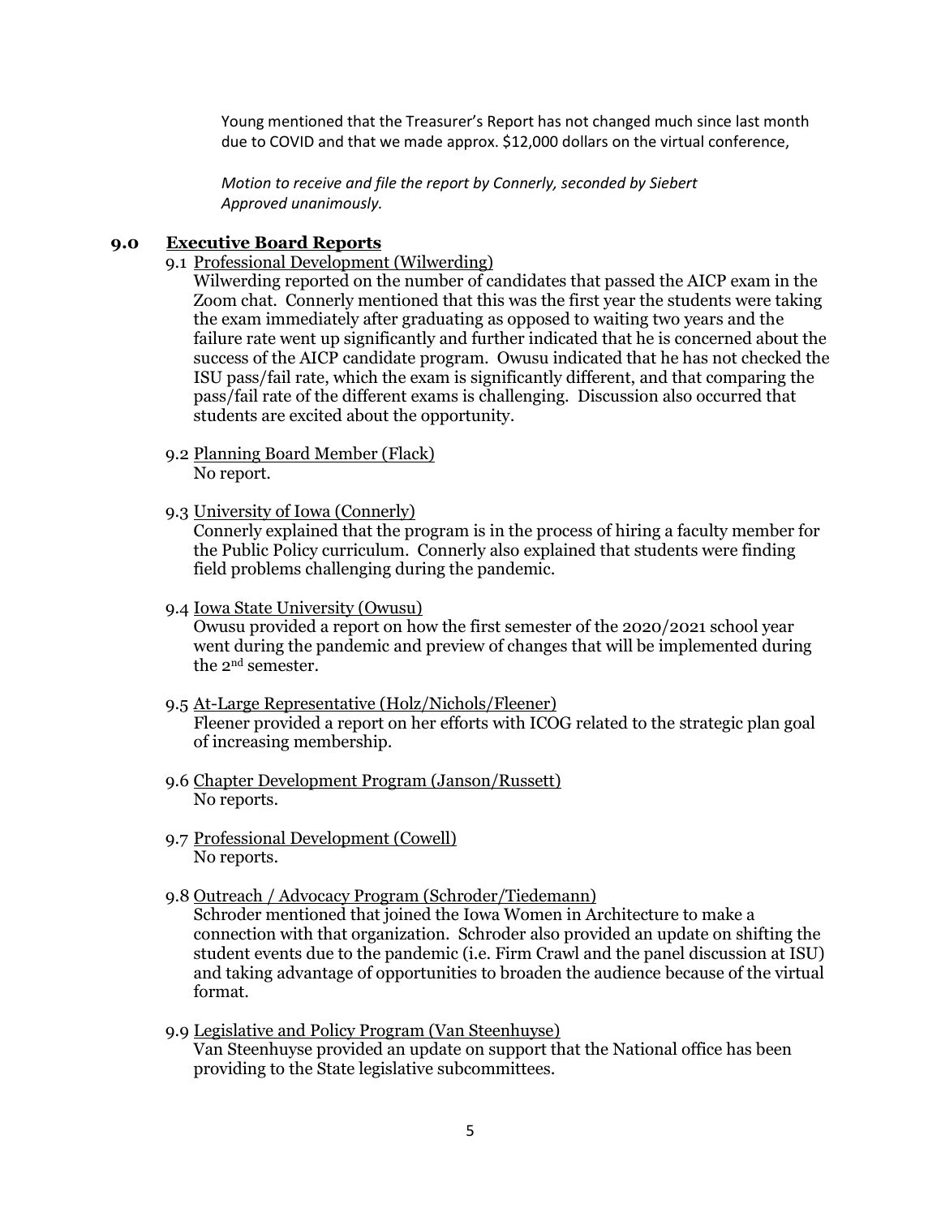Young mentioned that the Treasurer's Report has not changed much since last month due to COVID and that we made approx. $12,000 dollars on the virtual conference,

*Motion to receive and file the report by Connerly, seconded by Siebert*
*Approved unanimously.*

## 9.0 Executive Board Reports

9.1 Professional Development (Wilwerding)

Wilwerding reported on the number of candidates that passed the AICP exam in the Zoom chat. Connerly mentioned that this was the first year the students were taking the exam immediately after graduating as opposed to waiting two years and the failure rate went up significantly and further indicated that he is concerned about the success of the AICP candidate program. Owusu indicated that he has not checked the ISU pass/fail rate, which the exam is significantly different, and that comparing the pass/fail rate of the different exams is challenging. Discussion also occurred that students are excited about the opportunity.

9.2 Planning Board Member (Flack)

No report.

9.3 University of Iowa (Connerly)

Connerly explained that the program is in the process of hiring a faculty member for the Public Policy curriculum. Connerly also explained that students were finding field problems challenging during the pandemic.

9.4 Iowa State University (Owusu)

Owusu provided a report on how the first semester of the 2020/2021 school year went during the pandemic and preview of changes that will be implemented during the 2nd semester.

9.5 At-Large Representative (Holz/Nichols/Fleener)

Fleener provided a report on her efforts with ICOG related to the strategic plan goal of increasing membership.

9.6 Chapter Development Program (Janson/Russett)

No reports.

9.7 Professional Development (Cowell)

No reports.

9.8 Outreach / Advocacy Program (Schroder/Tiedemann)

Schroder mentioned that joined the Iowa Women in Architecture to make a connection with that organization. Schroder also provided an update on shifting the student events due to the pandemic (i.e. Firm Crawl and the panel discussion at ISU) and taking advantage of opportunities to broaden the audience because of the virtual format.

9.9 Legislative and Policy Program (Van Steenhuyse)

Van Steenhuyse provided an update on support that the National office has been providing to the State legislative subcommittees.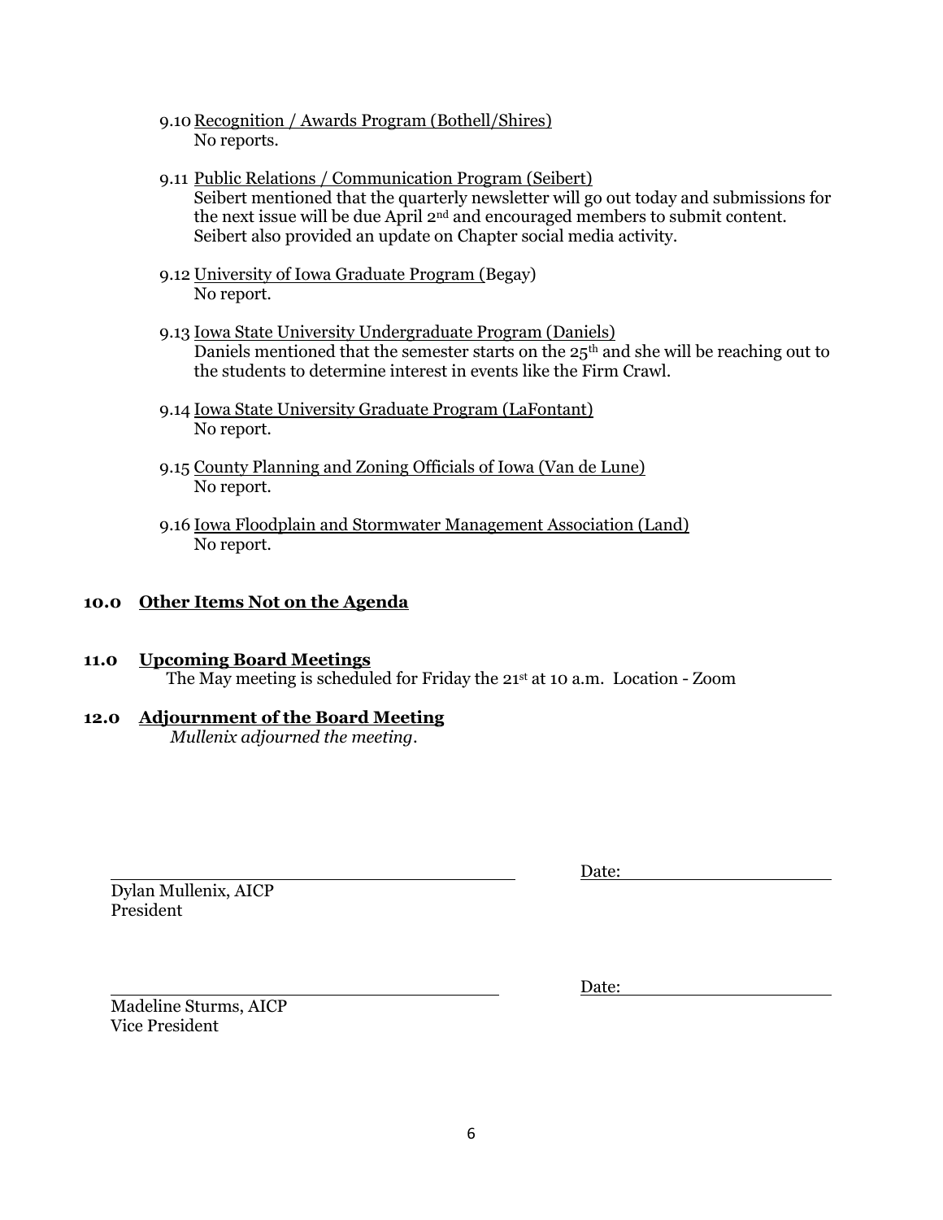9.10 Recognition / Awards Program (Bothell/Shires)
No reports.

9.11 Public Relations / Communication Program (Seibert)
Seibert mentioned that the quarterly newsletter will go out today and submissions for the next issue will be due April 2nd and encouraged members to submit content. Seibert also provided an update on Chapter social media activity.

9.12 University of Iowa Graduate Program (Begay)
No report.

9.13 Iowa State University Undergraduate Program (Daniels)
Daniels mentioned that the semester starts on the 25th and she will be reaching out to the students to determine interest in events like the Firm Crawl.

9.14 Iowa State University Graduate Program (LaFontant)
No report.

9.15 County Planning and Zoning Officials of Iowa (Van de Lune)
No report.

9.16 Iowa Floodplain and Stormwater Management Association (Land)
No report.

## 10.0 Other Items Not on the Agenda

## 11.0 Upcoming Board Meetings

The May meeting is scheduled for Friday the 21st at 10 a.m. Location - Zoom

## 12.0 Adjournment of the Board Meeting

*Mullenix adjourned the meeting.*

\_\_\_\_\_\_\_\_\_\_\_\_\_\_\_\_\_\_\_\_\_\_\_\_\_\_\_\_\_\_\_\_\_\_\_\_ Date: \_\_\_\_\_\_\_\_\_\_\_\_\_\_\_\_\_\_
Dylan Mullenix, AICP
President

\_\_\_\_\_\_\_\_\_\_\_\_\_\_\_\_\_\_\_\_\_\_\_\_\_\_\_\_\_\_\_\_\_\_\_\_ Date: \_\_\_\_\_\_\_\_\_\_\_\_\_\_\_\_\_\_
Madeline Sturms, AICP
Vice President